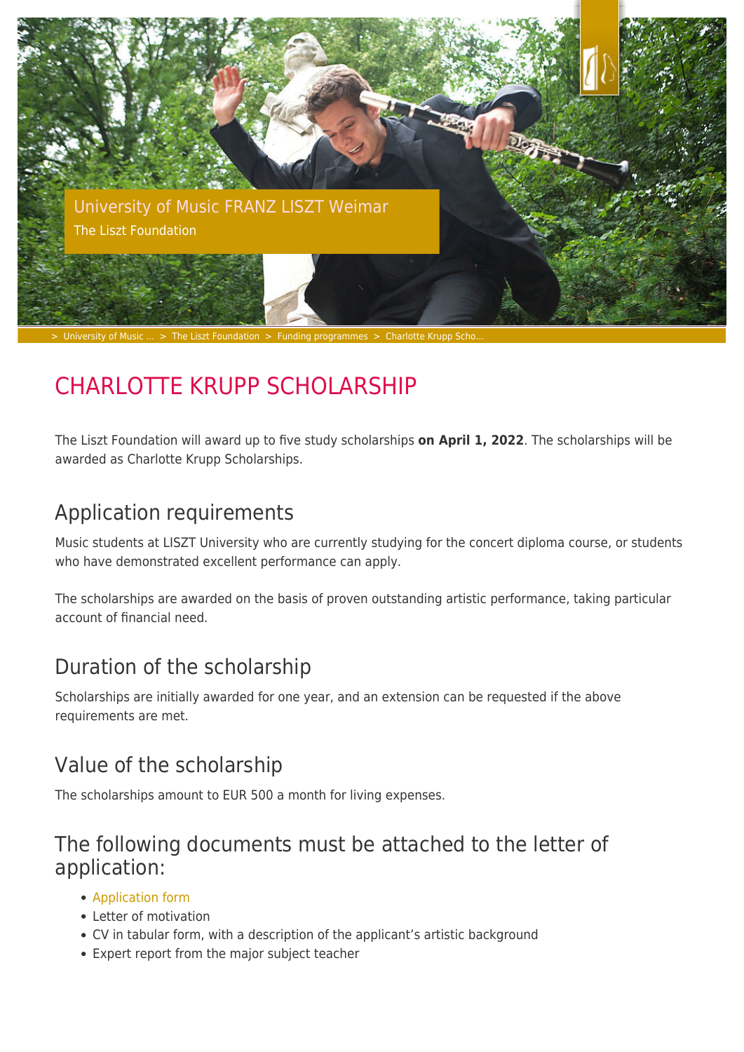University of Music FRANZ LISZT Weimar

The Liszt Foundation

> University of Music ... > The Liszt Foundation > Funding programmes > Charlotte Krupp Scho...

# CHARLOTTE KRUPP SCHOLARSHIP

The Liszt Foundation will award up to five study scholarships **on April 1, 2022**. The scholarships will be awarded as Charlotte Krupp Scholarships.

## Application requirements

Music students at LISZT University who are currently studying for the concert diploma course, or students who have demonstrated excellent performance can apply.

The scholarships are awarded on the basis of proven outstanding artistic performance, taking particular account of financial need.

## Duration of the scholarship

Scholarships are initially awarded for one year, and an extension can be requested if the above requirements are met.

## Value of the scholarship

The scholarships amount to EUR 500 a month for living expenses.

## The following documents must be attached to the letter of application:

- Application form
- Letter of motivation
- CV in tabular form, with a description of the applicant's artistic background
- Expert report from the major subject teacher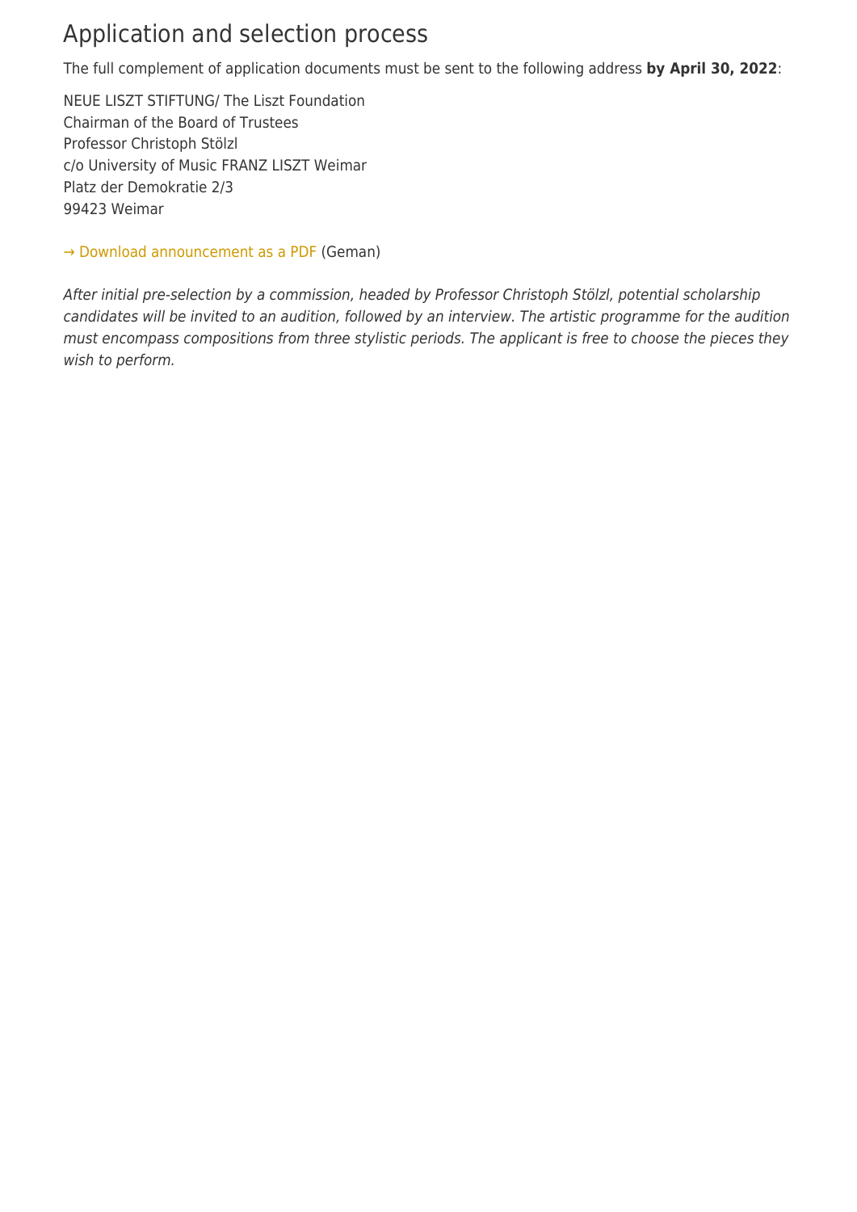## Application and selection process

The full complement of application documents must be sent to the following address **by April 30, 2022**:

NEUE LISZT STIFTUNG/ The Liszt Foundation
Chairman of the Board of Trustees
Professor Christoph Stölzl
c/o University of Music FRANZ LISZT Weimar
Platz der Demokratie 2/3
99423 Weimar

→ Download announcement as a PDF (Geman)

*After initial pre-selection by a commission, headed by Professor Christoph Stölzl, potential scholarship candidates will be invited to an audition, followed by an interview. The artistic programme for the audition must encompass compositions from three stylistic periods. The applicant is free to choose the pieces they wish to perform.*